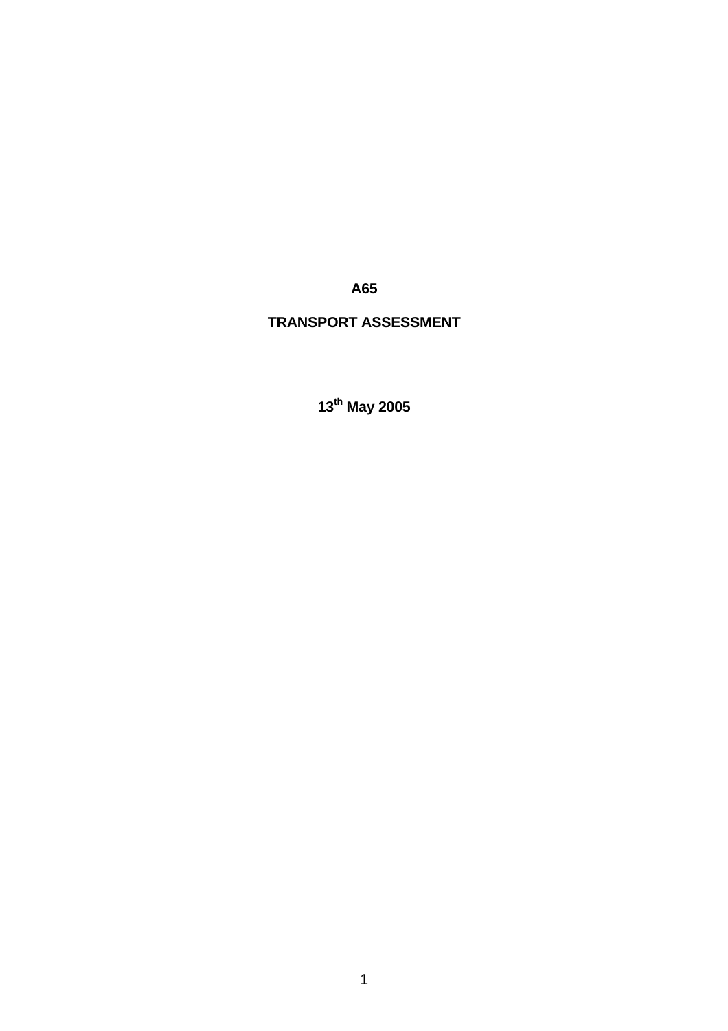# A65

# TRANSPORT ASSESSMENT

**13th May 2005**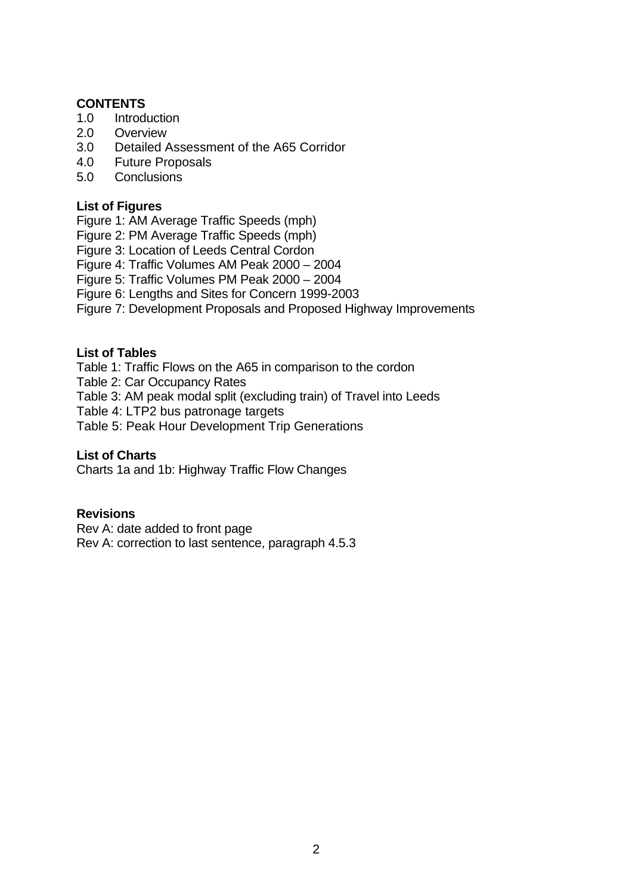**CONTENTS**

1.0 Introduction
2.0 Overview
3.0 Detailed Assessment of the A65 Corridor
4.0 Future Proposals
5.0 Conclusions

**List of Figures**

Figure 1: AM Average Traffic Speeds (mph)
Figure 2: PM Average Traffic Speeds (mph)
Figure 3: Location of Leeds Central Cordon
Figure 4: Traffic Volumes AM Peak 2000 – 2004
Figure 5: Traffic Volumes PM Peak 2000 – 2004
Figure 6: Lengths and Sites for Concern 1999-2003
Figure 7: Development Proposals and Proposed Highway Improvements

**List of Tables**

Table 1: Traffic Flows on the A65 in comparison to the cordon
Table 2: Car Occupancy Rates
Table 3: AM peak modal split (excluding train) of Travel into Leeds
Table 4: LTP2 bus patronage targets
Table 5: Peak Hour Development Trip Generations

**List of Charts**

Charts 1a and 1b: Highway Traffic Flow Changes

**Revisions**

Rev A: date added to front page
Rev A: correction to last sentence, paragraph 4.5.3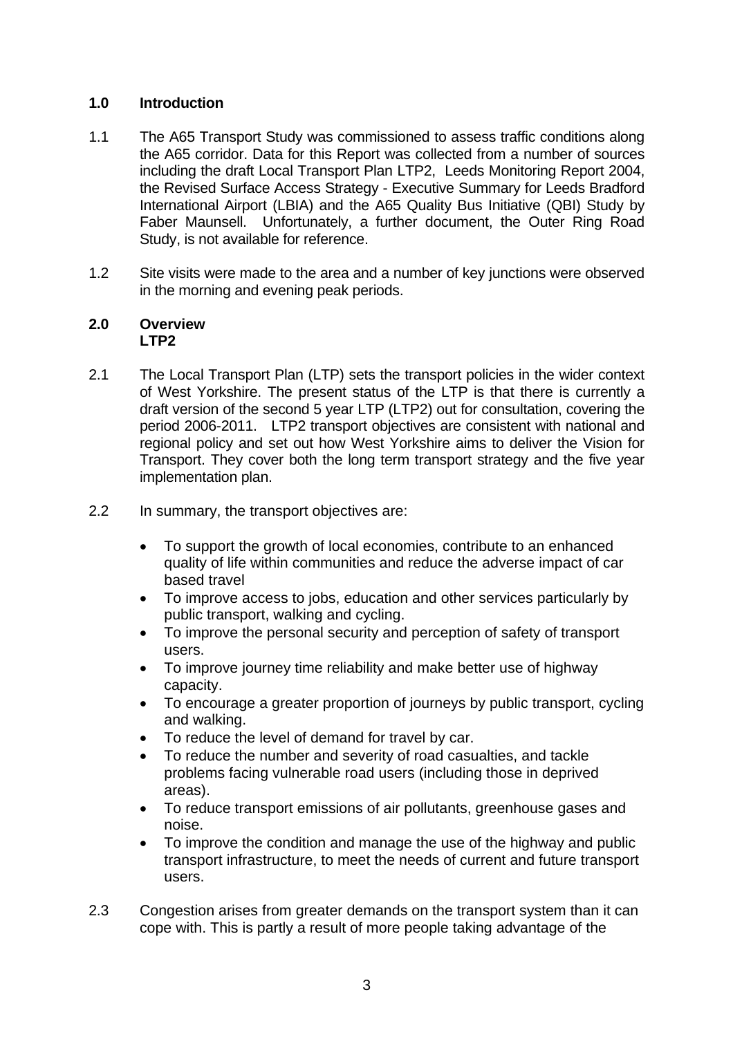## 1.0 Introduction

1.1 The A65 Transport Study was commissioned to assess traffic conditions along the A65 corridor. Data for this Report was collected from a number of sources including the draft Local Transport Plan LTP2, Leeds Monitoring Report 2004, the Revised Surface Access Strategy - Executive Summary for Leeds Bradford International Airport (LBIA) and the A65 Quality Bus Initiative (QBI) Study by Faber Maunsell. Unfortunately, a further document, the Outer Ring Road Study, is not available for reference.

1.2 Site visits were made to the area and a number of key junctions were observed in the morning and evening peak periods.

## 2.0 Overview

### LTP2

2.1 The Local Transport Plan (LTP) sets the transport policies in the wider context of West Yorkshire. The present status of the LTP is that there is currently a draft version of the second 5 year LTP (LTP2) out for consultation, covering the period 2006-2011. LTP2 transport objectives are consistent with national and regional policy and set out how West Yorkshire aims to deliver the Vision for Transport. They cover both the long term transport strategy and the five year implementation plan.

2.2 In summary, the transport objectives are:

- To support the growth of local economies, contribute to an enhanced quality of life within communities and reduce the adverse impact of car based travel
- To improve access to jobs, education and other services particularly by public transport, walking and cycling.
- To improve the personal security and perception of safety of transport users.
- To improve journey time reliability and make better use of highway capacity.
- To encourage a greater proportion of journeys by public transport, cycling and walking.
- To reduce the level of demand for travel by car.
- To reduce the number and severity of road casualties, and tackle problems facing vulnerable road users (including those in deprived areas).
- To reduce transport emissions of air pollutants, greenhouse gases and noise.
- To improve the condition and manage the use of the highway and public transport infrastructure, to meet the needs of current and future transport users.

2.3 Congestion arises from greater demands on the transport system than it can cope with. This is partly a result of more people taking advantage of the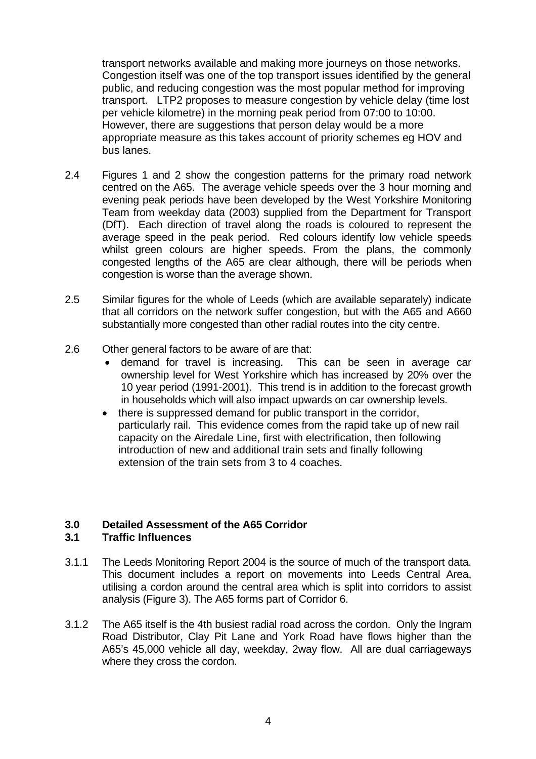transport networks available and making more journeys on those networks. Congestion itself was one of the top transport issues identified by the general public, and reducing congestion was the most popular method for improving transport. LTP2 proposes to measure congestion by vehicle delay (time lost per vehicle kilometre) in the morning peak period from 07:00 to 10:00. However, there are suggestions that person delay would be a more appropriate measure as this takes account of priority schemes eg HOV and bus lanes.

2.4 Figures 1 and 2 show the congestion patterns for the primary road network centred on the A65. The average vehicle speeds over the 3 hour morning and evening peak periods have been developed by the West Yorkshire Monitoring Team from weekday data (2003) supplied from the Department for Transport (DfT). Each direction of travel along the roads is coloured to represent the average speed in the peak period. Red colours identify low vehicle speeds whilst green colours are higher speeds. From the plans, the commonly congested lengths of the A65 are clear although, there will be periods when congestion is worse than the average shown.

2.5 Similar figures for the whole of Leeds (which are available separately) indicate that all corridors on the network suffer congestion, but with the A65 and A660 substantially more congested than other radial routes into the city centre.

2.6 Other general factors to be aware of are that:

- demand for travel is increasing. This can be seen in average car ownership level for West Yorkshire which has increased by 20% over the 10 year period (1991-2001). This trend is in addition to the forecast growth in households which will also impact upwards on car ownership levels.
- there is suppressed demand for public transport in the corridor, particularly rail. This evidence comes from the rapid take up of new rail capacity on the Airedale Line, first with electrification, then following introduction of new and additional train sets and finally following extension of the train sets from 3 to 4 coaches.

## 3.0 Detailed Assessment of the A65 Corridor

### 3.1 Traffic Influences

3.1.1 The Leeds Monitoring Report 2004 is the source of much of the transport data. This document includes a report on movements into Leeds Central Area, utilising a cordon around the central area which is split into corridors to assist analysis (Figure 3). The A65 forms part of Corridor 6.

3.1.2 The A65 itself is the 4th busiest radial road across the cordon. Only the Ingram Road Distributor, Clay Pit Lane and York Road have flows higher than the A65's 45,000 vehicle all day, weekday, 2way flow. All are dual carriageways where they cross the cordon.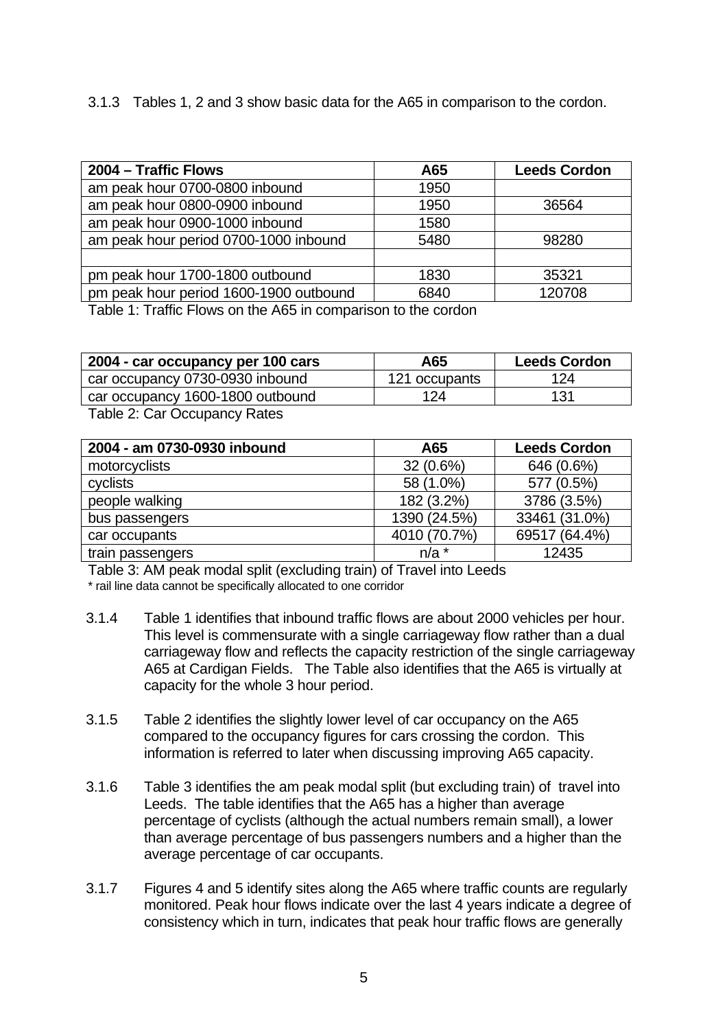3.1.3 Tables 1, 2 and 3 show basic data for the A65 in comparison to the cordon.

| 2004 – Traffic Flows | A65 | Leeds Cordon |
|---|---|---|
| am peak hour 0700-0800 inbound | 1950 | |
| am peak hour 0800-0900 inbound | 1950 | 36564 |
| am peak hour 0900-1000 inbound | 1580 | |
| am peak hour period 0700-1000 inbound | 5480 | 98280 |
| | | |
| pm peak hour 1700-1800 outbound | 1830 | 35321 |
| pm peak hour period 1600-1900 outbound | 6840 | 120708 |

Table 1: Traffic Flows on the A65 in comparison to the cordon

| 2004 - car occupancy per 100 cars | A65 | Leeds Cordon |
|---|---|---|
| car occupancy 0730-0930 inbound | 121 occupants | 124 |
| car occupancy 1600-1800 outbound | 124 | 131 |

Table 2: Car Occupancy Rates

| 2004 - am 0730-0930 inbound | A65 | Leeds Cordon |
|---|---|---|
| motorcyclists | 32 (0.6%) | 646 (0.6%) |
| cyclists | 58 (1.0%) | 577 (0.5%) |
| people walking | 182 (3.2%) | 3786 (3.5%) |
| bus passengers | 1390 (24.5%) | 33461 (31.0%) |
| car occupants | 4010 (70.7%) | 69517 (64.4%) |
| train passengers | n/a * | 12435 |

Table 3: AM peak modal split (excluding train) of Travel into Leeds

\* rail line data cannot be specifically allocated to one corridor

3.1.4 Table 1 identifies that inbound traffic flows are about 2000 vehicles per hour. This level is commensurate with a single carriageway flow rather than a dual carriageway flow and reflects the capacity restriction of the single carriageway A65 at Cardigan Fields. The Table also identifies that the A65 is virtually at capacity for the whole 3 hour period.

3.1.5 Table 2 identifies the slightly lower level of car occupancy on the A65 compared to the occupancy figures for cars crossing the cordon. This information is referred to later when discussing improving A65 capacity.

3.1.6 Table 3 identifies the am peak modal split (but excluding train) of travel into Leeds. The table identifies that the A65 has a higher than average percentage of cyclists (although the actual numbers remain small), a lower than average percentage of bus passengers numbers and a higher than the average percentage of car occupants.

3.1.7 Figures 4 and 5 identify sites along the A65 where traffic counts are regularly monitored. Peak hour flows indicate over the last 4 years indicate a degree of consistency which in turn, indicates that peak hour traffic flows are generally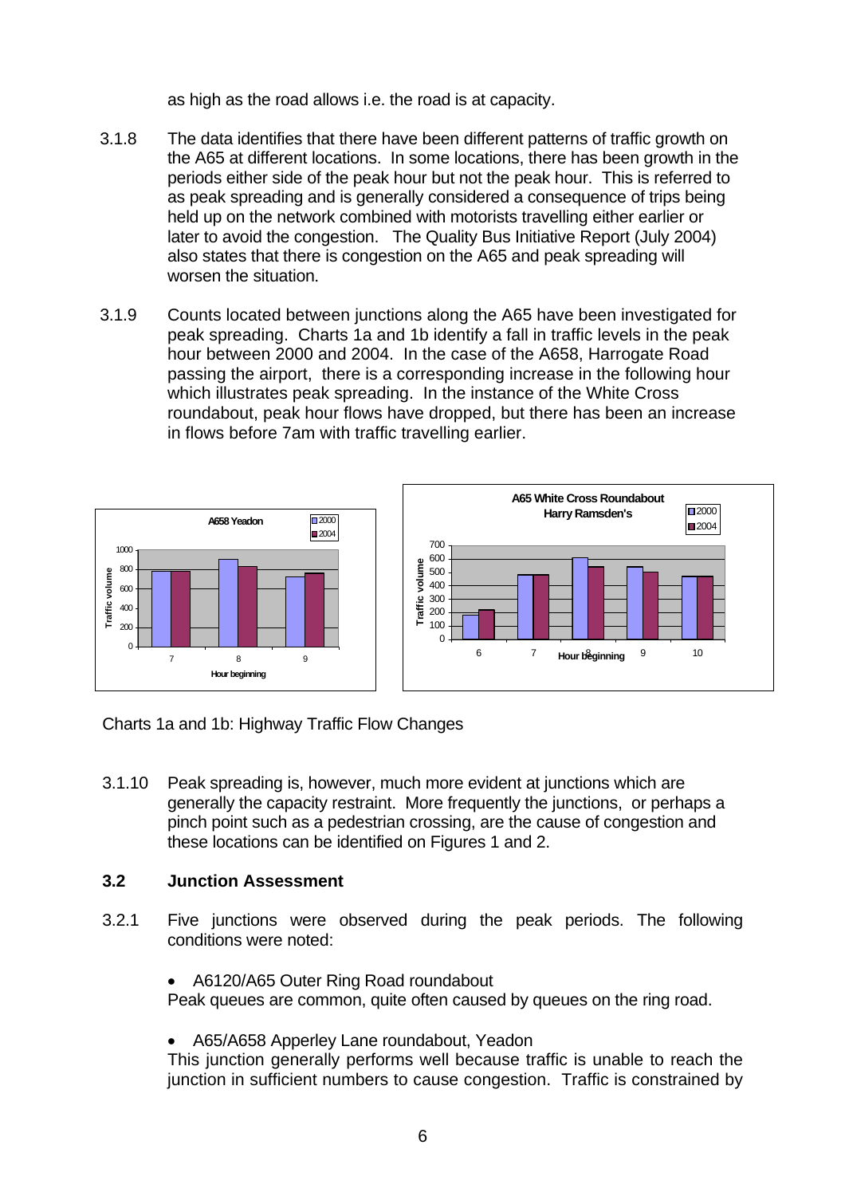as high as the road allows i.e. the road is at capacity.

3.1.8 The data identifies that there have been different patterns of traffic growth on the A65 at different locations. In some locations, there has been growth in the periods either side of the peak hour but not the peak hour. This is referred to as peak spreading and is generally considered a consequence of trips being held up on the network combined with motorists travelling either earlier or later to avoid the congestion. The Quality Bus Initiative Report (July 2004) also states that there is congestion on the A65 and peak spreading will worsen the situation.

3.1.9 Counts located between junctions along the A65 have been investigated for peak spreading. Charts 1a and 1b identify a fall in traffic levels in the peak hour between 2000 and 2004. In the case of the A658, Harrogate Road passing the airport, there is a corresponding increase in the following hour which illustrates peak spreading. In the instance of the White Cross roundabout, peak hour flows have dropped, but there has been an increase in flows before 7am with traffic travelling earlier.

Charts 1a and 1b: Highway Traffic Flow Changes

3.1.10 Peak spreading is, however, much more evident at junctions which are generally the capacity restraint. More frequently the junctions, or perhaps a pinch point such as a pedestrian crossing, are the cause of congestion and these locations can be identified on Figures 1 and 2.

### 3.2 Junction Assessment

3.2.1 Five junctions were observed during the peak periods. The following conditions were noted:

- A6120/A65 Outer Ring Road roundabout

Peak queues are common, quite often caused by queues on the ring road.

- A65/A658 Apperley Lane roundabout, Yeadon

This junction generally performs well because traffic is unable to reach the junction in sufficient numbers to cause congestion. Traffic is constrained by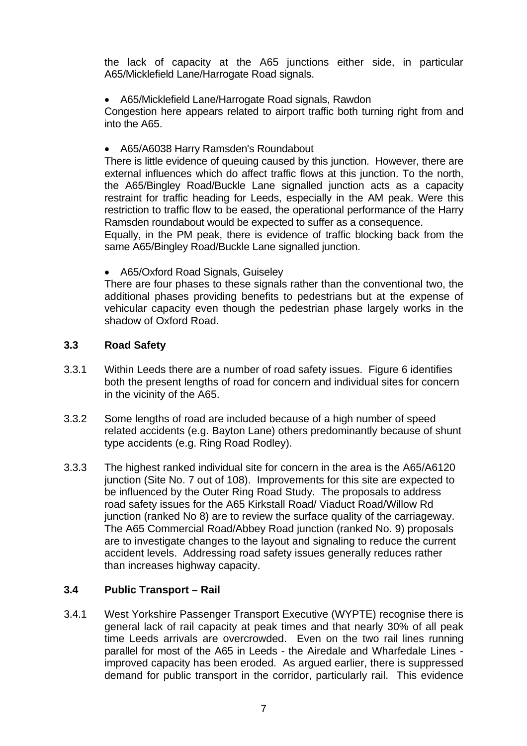the lack of capacity at the A65 junctions either side, in particular A65/Micklefield Lane/Harrogate Road signals.

- A65/Micklefield Lane/Harrogate Road signals, Rawdon

Congestion here appears related to airport traffic both turning right from and into the A65.

- A65/A6038 Harry Ramsden's Roundabout

There is little evidence of queuing caused by this junction. However, there are external influences which do affect traffic flows at this junction. To the north, the A65/Bingley Road/Buckle Lane signalled junction acts as a capacity restraint for traffic heading for Leeds, especially in the AM peak. Were this restriction to traffic flow to be eased, the operational performance of the Harry Ramsden roundabout would be expected to suffer as a consequence.

Equally, in the PM peak, there is evidence of traffic blocking back from the same A65/Bingley Road/Buckle Lane signalled junction.

- A65/Oxford Road Signals, Guiseley

There are four phases to these signals rather than the conventional two, the additional phases providing benefits to pedestrians but at the expense of vehicular capacity even though the pedestrian phase largely works in the shadow of Oxford Road.

### 3.3 Road Safety

3.3.1 Within Leeds there are a number of road safety issues. Figure 6 identifies both the present lengths of road for concern and individual sites for concern in the vicinity of the A65.

3.3.2 Some lengths of road are included because of a high number of speed related accidents (e.g. Bayton Lane) others predominantly because of shunt type accidents (e.g. Ring Road Rodley).

3.3.3 The highest ranked individual site for concern in the area is the A65/A6120 junction (Site No. 7 out of 108). Improvements for this site are expected to be influenced by the Outer Ring Road Study. The proposals to address road safety issues for the A65 Kirkstall Road/ Viaduct Road/Willow Rd junction (ranked No 8) are to review the surface quality of the carriageway. The A65 Commercial Road/Abbey Road junction (ranked No. 9) proposals are to investigate changes to the layout and signaling to reduce the current accident levels. Addressing road safety issues generally reduces rather than increases highway capacity.

### 3.4 Public Transport – Rail

3.4.1 West Yorkshire Passenger Transport Executive (WYPTE) recognise there is general lack of rail capacity at peak times and that nearly 30% of all peak time Leeds arrivals are overcrowded. Even on the two rail lines running parallel for most of the A65 in Leeds - the Airedale and Wharfedale Lines - improved capacity has been eroded. As argued earlier, there is suppressed demand for public transport in the corridor, particularly rail. This evidence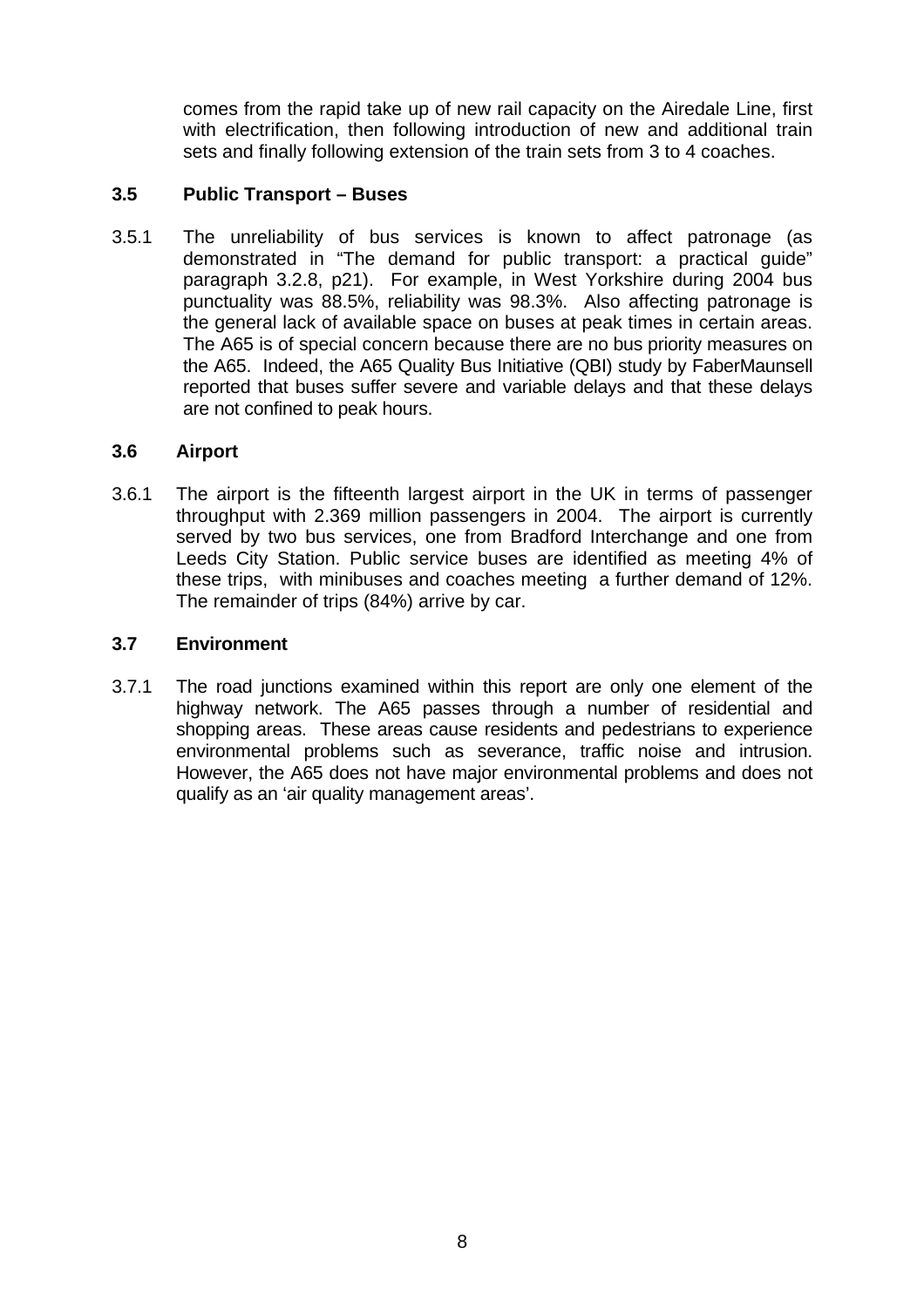comes from the rapid take up of new rail capacity on the Airedale Line, first with electrification, then following introduction of new and additional train sets and finally following extension of the train sets from 3 to 4 coaches.

### 3.5 Public Transport – Buses

3.5.1 The unreliability of bus services is known to affect patronage (as demonstrated in "The demand for public transport: a practical guide" paragraph 3.2.8, p21). For example, in West Yorkshire during 2004 bus punctuality was 88.5%, reliability was 98.3%. Also affecting patronage is the general lack of available space on buses at peak times in certain areas. The A65 is of special concern because there are no bus priority measures on the A65. Indeed, the A65 Quality Bus Initiative (QBI) study by FaberMaunsell reported that buses suffer severe and variable delays and that these delays are not confined to peak hours.

### 3.6 Airport

3.6.1 The airport is the fifteenth largest airport in the UK in terms of passenger throughput with 2.369 million passengers in 2004. The airport is currently served by two bus services, one from Bradford Interchange and one from Leeds City Station. Public service buses are identified as meeting 4% of these trips, with minibuses and coaches meeting a further demand of 12%. The remainder of trips (84%) arrive by car.

### 3.7 Environment

3.7.1 The road junctions examined within this report are only one element of the highway network. The A65 passes through a number of residential and shopping areas. These areas cause residents and pedestrians to experience environmental problems such as severance, traffic noise and intrusion. However, the A65 does not have major environmental problems and does not qualify as an 'air quality management areas'.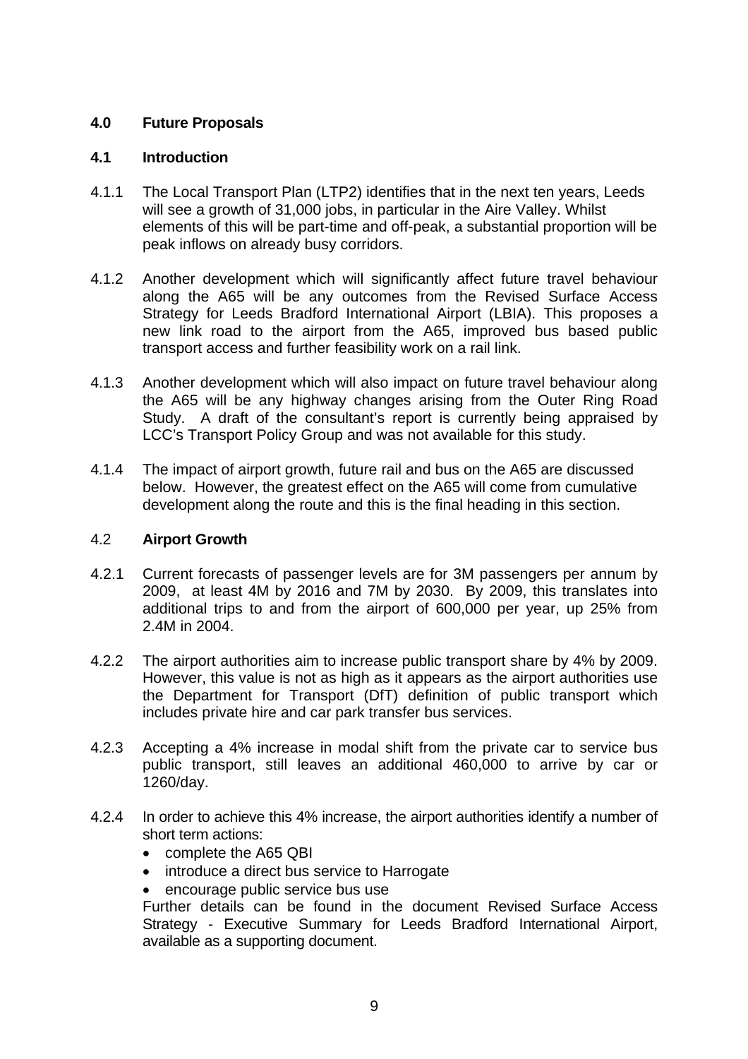## 4.0 Future Proposals

### 4.1 Introduction

4.1.1 The Local Transport Plan (LTP2) identifies that in the next ten years, Leeds will see a growth of 31,000 jobs, in particular in the Aire Valley. Whilst elements of this will be part-time and off-peak, a substantial proportion will be peak inflows on already busy corridors.

4.1.2 Another development which will significantly affect future travel behaviour along the A65 will be any outcomes from the Revised Surface Access Strategy for Leeds Bradford International Airport (LBIA). This proposes a new link road to the airport from the A65, improved bus based public transport access and further feasibility work on a rail link.

4.1.3 Another development which will also impact on future travel behaviour along the A65 will be any highway changes arising from the Outer Ring Road Study. A draft of the consultant's report is currently being appraised by LCC's Transport Policy Group and was not available for this study.

4.1.4 The impact of airport growth, future rail and bus on the A65 are discussed below. However, the greatest effect on the A65 will come from cumulative development along the route and this is the final heading in this section.

### 4.2 Airport Growth

4.2.1 Current forecasts of passenger levels are for 3M passengers per annum by 2009, at least 4M by 2016 and 7M by 2030. By 2009, this translates into additional trips to and from the airport of 600,000 per year, up 25% from 2.4M in 2004.

4.2.2 The airport authorities aim to increase public transport share by 4% by 2009. However, this value is not as high as it appears as the airport authorities use the Department for Transport (DfT) definition of public transport which includes private hire and car park transfer bus services.

4.2.3 Accepting a 4% increase in modal shift from the private car to service bus public transport, still leaves an additional 460,000 to arrive by car or 1260/day.

4.2.4 In order to achieve this 4% increase, the airport authorities identify a number of short term actions:

- complete the A65 QBI
- introduce a direct bus service to Harrogate
- encourage public service bus use

Further details can be found in the document Revised Surface Access Strategy - Executive Summary for Leeds Bradford International Airport, available as a supporting document.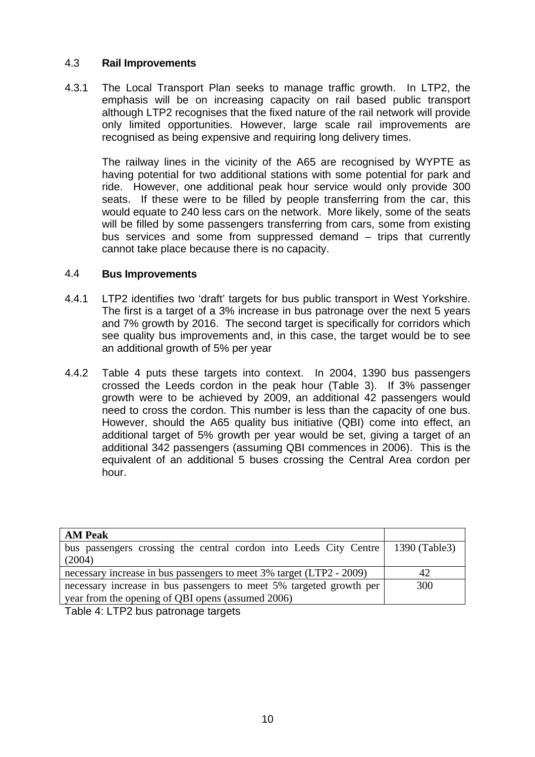## 4.3 Rail Improvements

4.3.1 The Local Transport Plan seeks to manage traffic growth. In LTP2, the emphasis will be on increasing capacity on rail based public transport although LTP2 recognises that the fixed nature of the rail network will provide only limited opportunities. However, large scale rail improvements are recognised as being expensive and requiring long delivery times.

The railway lines in the vicinity of the A65 are recognised by WYPTE as having potential for two additional stations with some potential for park and ride. However, one additional peak hour service would only provide 300 seats. If these were to be filled by people transferring from the car, this would equate to 240 less cars on the network. More likely, some of the seats will be filled by some passengers transferring from cars, some from existing bus services and some from suppressed demand – trips that currently cannot take place because there is no capacity.

## 4.4 Bus Improvements

4.4.1 LTP2 identifies two 'draft' targets for bus public transport in West Yorkshire. The first is a target of a 3% increase in bus patronage over the next 5 years and 7% growth by 2016. The second target is specifically for corridors which see quality bus improvements and, in this case, the target would be to see an additional growth of 5% per year

4.4.2 Table 4 puts these targets into context. In 2004, 1390 bus passengers crossed the Leeds cordon in the peak hour (Table 3). If 3% passenger growth were to be achieved by 2009, an additional 42 passengers would need to cross the cordon. This number is less than the capacity of one bus. However, should the A65 quality bus initiative (QBI) come into effect, an additional target of 5% growth per year would be set, giving a target of an additional 342 passengers (assuming QBI commences in 2006). This is the equivalent of an additional 5 buses crossing the Central Area cordon per hour.

| **AM Peak** | |
|---|---|
| bus passengers crossing the central cordon into Leeds City Centre (2004) | 1390 (Table3) |
| necessary increase in bus passengers to meet 3% target (LTP2 - 2009) | 42 |
| necessary increase in bus passengers to meet 5% targeted growth per year from the opening of QBI opens (assumed 2006) | 300 |

Table 4: LTP2 bus patronage targets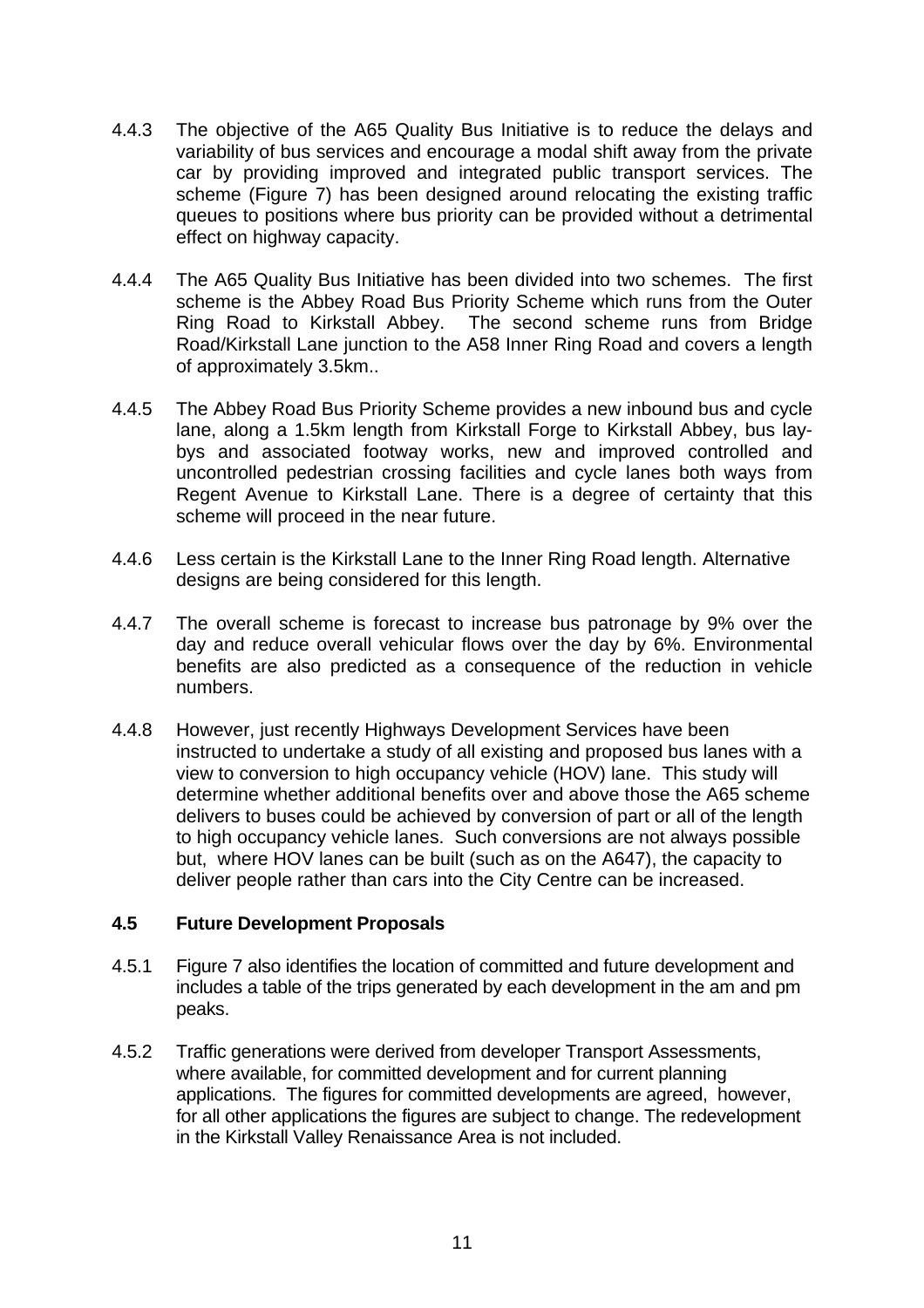4.4.3 The objective of the A65 Quality Bus Initiative is to reduce the delays and variability of bus services and encourage a modal shift away from the private car by providing improved and integrated public transport services. The scheme (Figure 7) has been designed around relocating the existing traffic queues to positions where bus priority can be provided without a detrimental effect on highway capacity.

4.4.4 The A65 Quality Bus Initiative has been divided into two schemes. The first scheme is the Abbey Road Bus Priority Scheme which runs from the Outer Ring Road to Kirkstall Abbey. The second scheme runs from Bridge Road/Kirkstall Lane junction to the A58 Inner Ring Road and covers a length of approximately 3.5km..

4.4.5 The Abbey Road Bus Priority Scheme provides a new inbound bus and cycle lane, along a 1.5km length from Kirkstall Forge to Kirkstall Abbey, bus lay-bys and associated footway works, new and improved controlled and uncontrolled pedestrian crossing facilities and cycle lanes both ways from Regent Avenue to Kirkstall Lane. There is a degree of certainty that this scheme will proceed in the near future.

4.4.6 Less certain is the Kirkstall Lane to the Inner Ring Road length. Alternative designs are being considered for this length.

4.4.7 The overall scheme is forecast to increase bus patronage by 9% over the day and reduce overall vehicular flows over the day by 6%. Environmental benefits are also predicted as a consequence of the reduction in vehicle numbers.

4.4.8 However, just recently Highways Development Services have been instructed to undertake a study of all existing and proposed bus lanes with a view to conversion to high occupancy vehicle (HOV) lane. This study will determine whether additional benefits over and above those the A65 scheme delivers to buses could be achieved by conversion of part or all of the length to high occupancy vehicle lanes. Such conversions are not always possible but, where HOV lanes can be built (such as on the A647), the capacity to deliver people rather than cars into the City Centre can be increased.

## 4.5 Future Development Proposals

4.5.1 Figure 7 also identifies the location of committed and future development and includes a table of the trips generated by each development in the am and pm peaks.

4.5.2 Traffic generations were derived from developer Transport Assessments, where available, for committed development and for current planning applications. The figures for committed developments are agreed, however, for all other applications the figures are subject to change. The redevelopment in the Kirkstall Valley Renaissance Area is not included.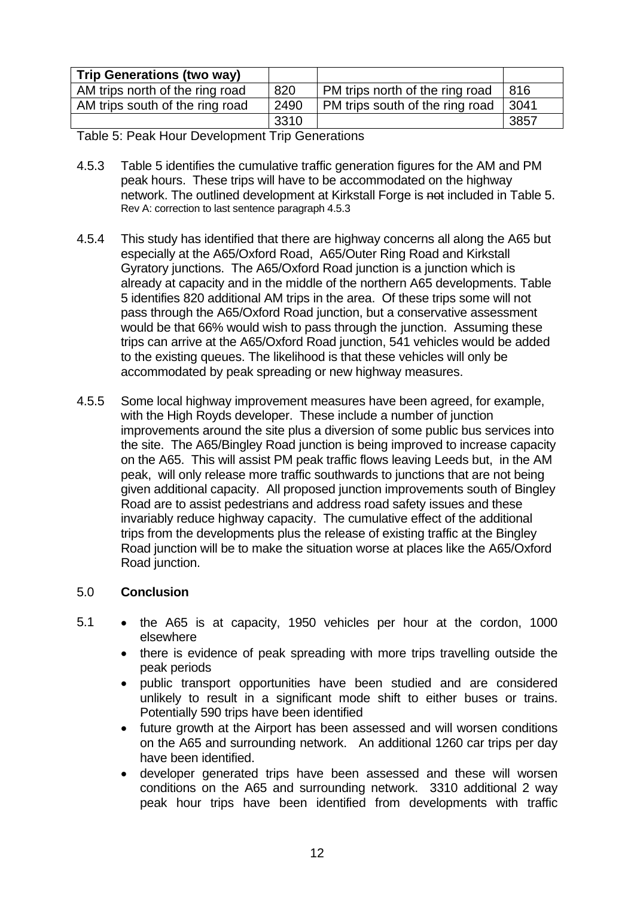| Trip Generations (two way) | | | |
|---|---|---|---|
| AM trips north of the ring road | 820 | PM trips north of the ring road | 816 |
| AM trips south of the ring road | 2490 | PM trips south of the ring road | 3041 |
| | 3310 | | 3857 |

Table 5: Peak Hour Development Trip Generations

4.5.3 Table 5 identifies the cumulative traffic generation figures for the AM and PM peak hours. These trips will have to be accommodated on the highway network. The outlined development at Kirkstall Forge is ~~not~~ included in Table 5. Rev A: correction to last sentence paragraph 4.5.3

4.5.4 This study has identified that there are highway concerns all along the A65 but especially at the A65/Oxford Road, A65/Outer Ring Road and Kirkstall Gyratory junctions. The A65/Oxford Road junction is a junction which is already at capacity and in the middle of the northern A65 developments. Table 5 identifies 820 additional AM trips in the area. Of these trips some will not pass through the A65/Oxford Road junction, but a conservative assessment would be that 66% would wish to pass through the junction. Assuming these trips can arrive at the A65/Oxford Road junction, 541 vehicles would be added to the existing queues. The likelihood is that these vehicles will only be accommodated by peak spreading or new highway measures.

4.5.5 Some local highway improvement measures have been agreed, for example, with the High Royds developer. These include a number of junction improvements around the site plus a diversion of some public bus services into the site. The A65/Bingley Road junction is being improved to increase capacity on the A65. This will assist PM peak traffic flows leaving Leeds but, in the AM peak, will only release more traffic southwards to junctions that are not being given additional capacity. All proposed junction improvements south of Bingley Road are to assist pedestrians and address road safety issues and these invariably reduce highway capacity. The cumulative effect of the additional trips from the developments plus the release of existing traffic at the Bingley Road junction will be to make the situation worse at places like the A65/Oxford Road junction.

## 5.0 Conclusion

5.1
- the A65 is at capacity, 1950 vehicles per hour at the cordon, 1000 elsewhere
- there is evidence of peak spreading with more trips travelling outside the peak periods
- public transport opportunities have been studied and are considered unlikely to result in a significant mode shift to either buses or trains. Potentially 590 trips have been identified
- future growth at the Airport has been assessed and will worsen conditions on the A65 and surrounding network. An additional 1260 car trips per day have been identified.
- developer generated trips have been assessed and these will worsen conditions on the A65 and surrounding network. 3310 additional 2 way peak hour trips have been identified from developments with traffic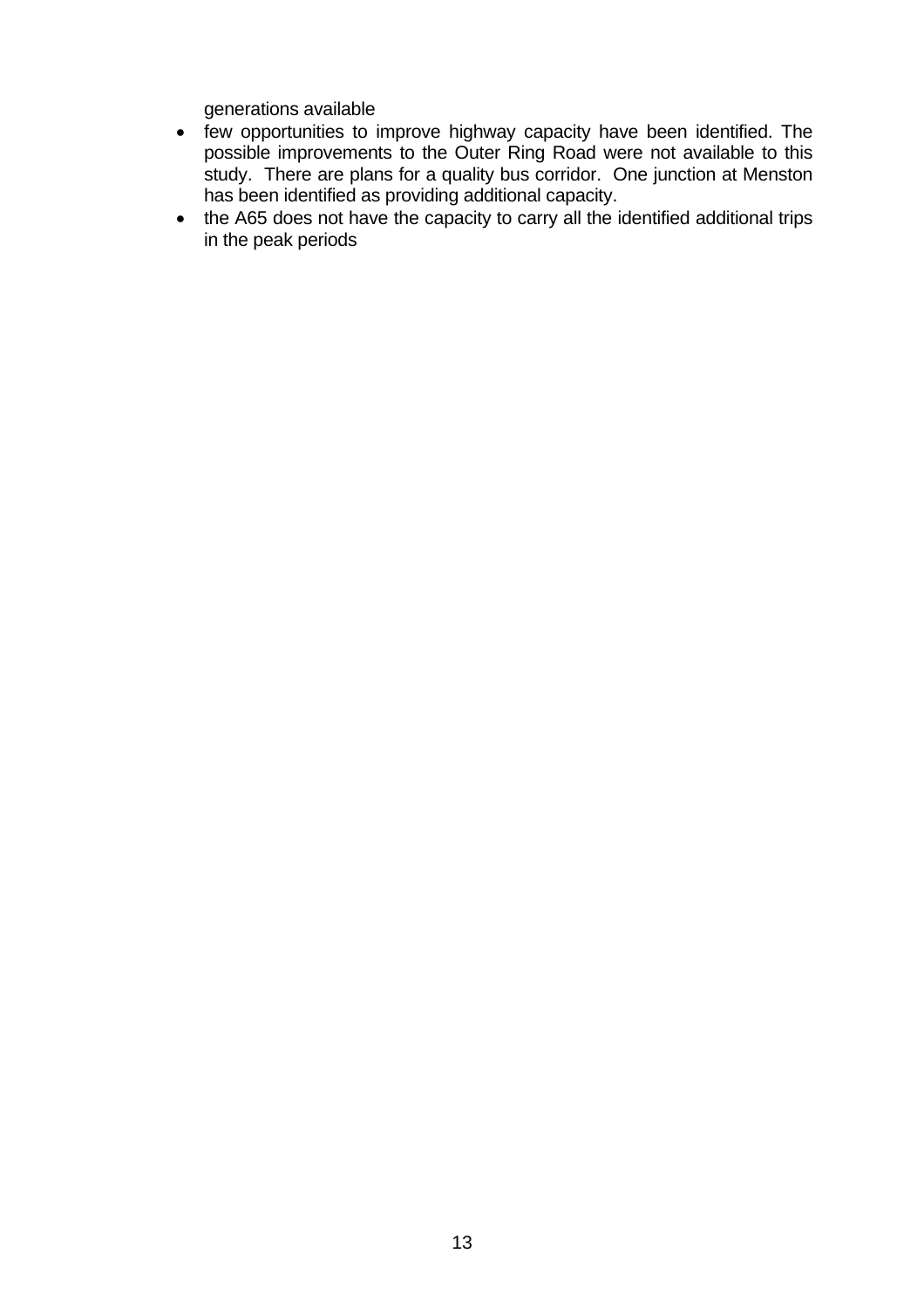generations available

- few opportunities to improve highway capacity have been identified. The possible improvements to the Outer Ring Road were not available to this study. There are plans for a quality bus corridor. One junction at Menston has been identified as providing additional capacity.
- the A65 does not have the capacity to carry all the identified additional trips in the peak periods